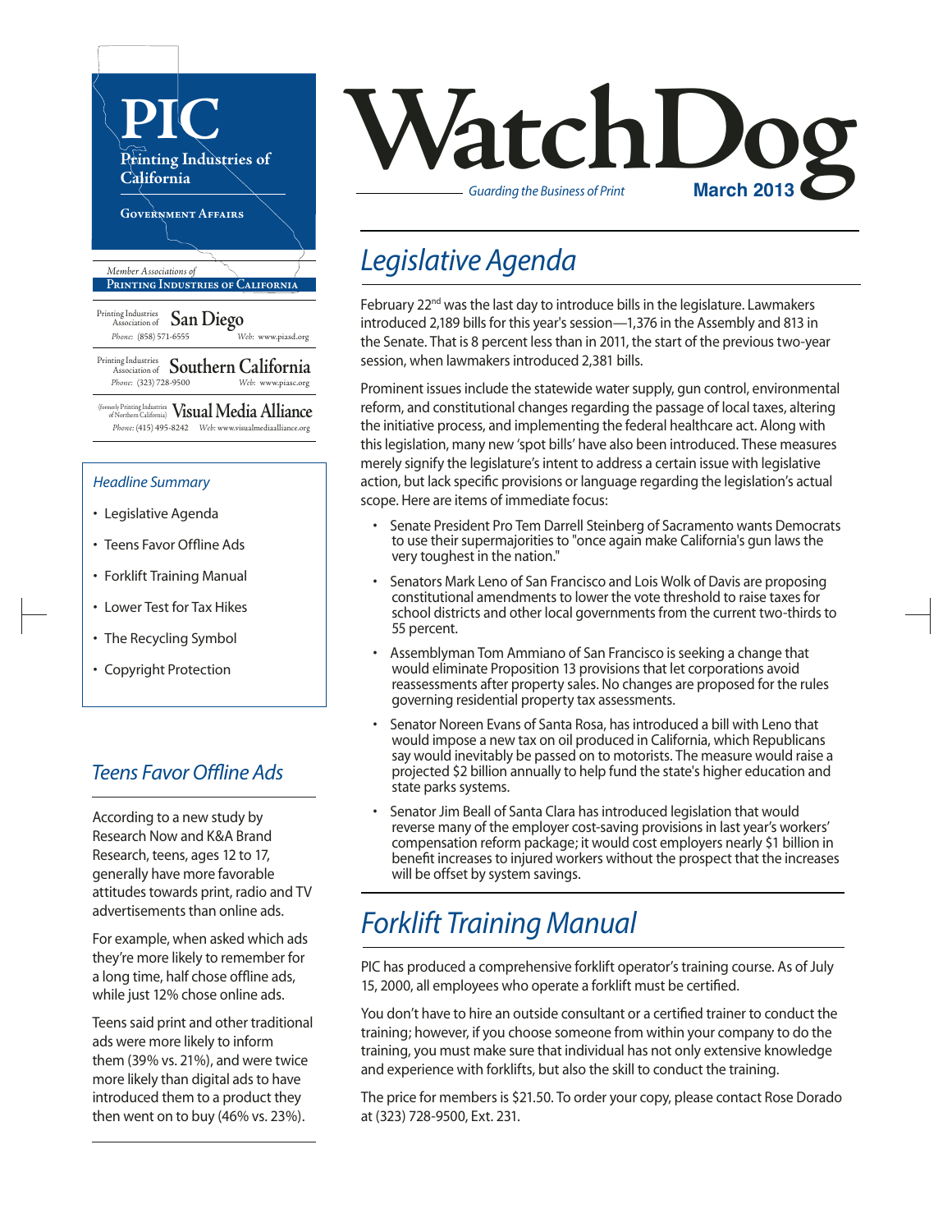# PIC

**Printing Industries of California**

GOVERNMENT AFFAIRS

*Member Associations of*
**PRINTING INDUSTRIES OF CALIFORNIA**

Printing Industries Association of **San Diego**
Phone: (858) 571-6555 Web: www.piasd.org

Printing Industries Association of **Southern California**
Phone: (323) 728-9500 Web: www.piasc.org

(formerly Printing Industries of Northern California) **Visual Media Alliance**
Phone: (415) 495-8242 Web: www.visualmediaalliance.org

# WatchDog

*Guarding the Business of Print*

**March 2013**

### *Headline Summary*

- Legislative Agenda
- Teens Favor Offline Ads
- Forklift Training Manual
- Lower Test for Tax Hikes
- The Recycling Symbol
- Copyright Protection

## *Legislative Agenda*

February 22nd was the last day to introduce bills in the legislature. Lawmakers introduced 2,189 bills for this year's session—1,376 in the Assembly and 813 in the Senate. That is 8 percent less than in 2011, the start of the previous two-year session, when lawmakers introduced 2,381 bills.

Prominent issues include the statewide water supply, gun control, environmental reform, and constitutional changes regarding the passage of local taxes, altering the initiative process, and implementing the federal healthcare act. Along with this legislation, many new 'spot bills' have also been introduced. These measures merely signify the legislature's intent to address a certain issue with legislative action, but lack specific provisions or language regarding the legislation's actual scope. Here are items of immediate focus:

- Senate President Pro Tem Darrell Steinberg of Sacramento wants Democrats to use their supermajorities to "once again make California's gun laws the very toughest in the nation."
- Senators Mark Leno of San Francisco and Lois Wolk of Davis are proposing constitutional amendments to lower the vote threshold to raise taxes for school districts and other local governments from the current two-thirds to 55 percent.
- Assemblyman Tom Ammiano of San Francisco is seeking a change that would eliminate Proposition 13 provisions that let corporations avoid reassessments after property sales. No changes are proposed for the rules governing residential property tax assessments.
- Senator Noreen Evans of Santa Rosa, has introduced a bill with Leno that would impose a new tax on oil produced in California, which Republicans say would inevitably be passed on to motorists. The measure would raise a projected $2 billion annually to help fund the state's higher education and state parks systems.
- Senator Jim Beall of Santa Clara has introduced legislation that would reverse many of the employer cost-saving provisions in last year's workers' compensation reform package; it would cost employers nearly $1 billion in benefit increases to injured workers without the prospect that the increases will be offset by system savings.

## *Teens Favor Offline Ads*

According to a new study by Research Now and K&A Brand Research, teens, ages 12 to 17, generally have more favorable attitudes towards print, radio and TV advertisements than online ads.

For example, when asked which ads they're more likely to remember for a long time, half chose offline ads, while just 12% chose online ads.

Teens said print and other traditional ads were more likely to inform them (39% vs. 21%), and were twice more likely than digital ads to have introduced them to a product they then went on to buy (46% vs. 23%).

## *Forklift Training Manual*

PIC has produced a comprehensive forklift operator's training course. As of July 15, 2000, all employees who operate a forklift must be certified.

You don't have to hire an outside consultant or a certified trainer to conduct the training; however, if you choose someone from within your company to do the training, you must make sure that individual has not only extensive knowledge and experience with forklifts, but also the skill to conduct the training.

The price for members is $21.50. To order your copy, please contact Rose Dorado at (323) 728-9500, Ext. 231.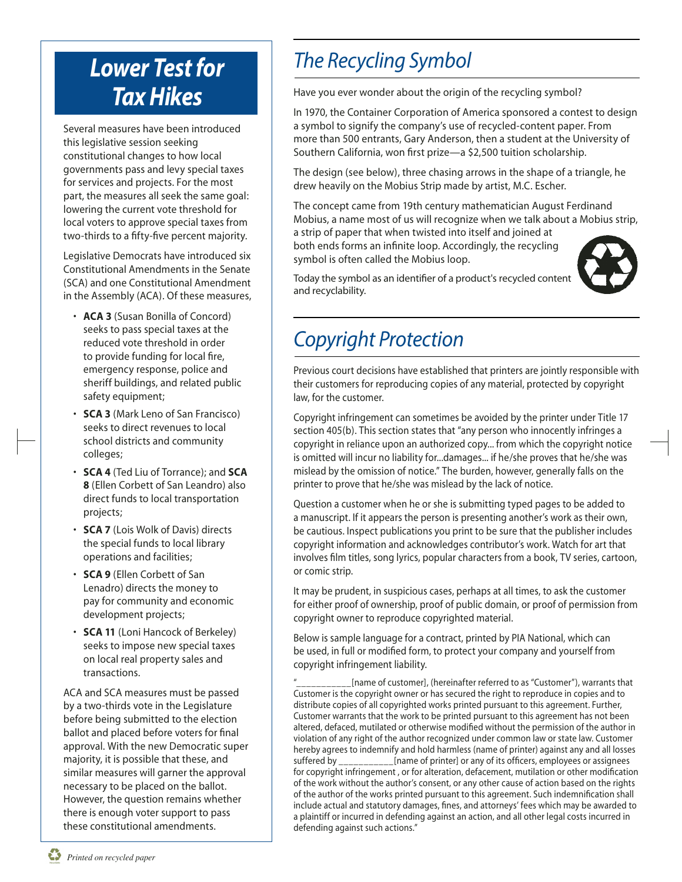# Lower Test for Tax Hikes

Several measures have been introduced this legislative session seeking constitutional changes to how local governments pass and levy special taxes for services and projects. For the most part, the measures all seek the same goal: lowering the current vote threshold for local voters to approve special taxes from two-thirds to a fifty-five percent majority.

Legislative Democrats have introduced six Constitutional Amendments in the Senate (SCA) and one Constitutional Amendment in the Assembly (ACA). Of these measures,

- **ACA 3** (Susan Bonilla of Concord) seeks to pass special taxes at the reduced vote threshold in order to provide funding for local fire, emergency response, police and sheriff buildings, and related public safety equipment;
- **SCA 3** (Mark Leno of San Francisco) seeks to direct revenues to local school districts and community colleges;
- **SCA 4** (Ted Liu of Torrance); and **SCA 8** (Ellen Corbett of San Leandro) also direct funds to local transportation projects;
- **SCA 7** (Lois Wolk of Davis) directs the special funds to local library operations and facilities;
- **SCA 9** (Ellen Corbett of San Lenadro) directs the money to pay for community and economic development projects;
- **SCA 11** (Loni Hancock of Berkeley) seeks to impose new special taxes on local real property sales and transactions.

ACA and SCA measures must be passed by a two-thirds vote in the Legislature before being submitted to the election ballot and placed before voters for final approval. With the new Democratic super majority, it is possible that these, and similar measures will garner the approval necessary to be placed on the ballot. However, the question remains whether there is enough voter support to pass these constitutional amendments.

# *The Recycling Symbol*

Have you ever wonder about the origin of the recycling symbol?

In 1970, the Container Corporation of America sponsored a contest to design a symbol to signify the company's use of recycled-content paper. From more than 500 entrants, Gary Anderson, then a student at the University of Southern California, won first prize—a $2,500 tuition scholarship.

The design (see below), three chasing arrows in the shape of a triangle, he drew heavily on the Mobius Strip made by artist, M.C. Escher.

The concept came from 19th century mathematician August Ferdinand Mobius, a name most of us will recognize when we talk about a Mobius strip, a strip of paper that when twisted into itself and joined at both ends forms an infinite loop. Accordingly, the recycling symbol is often called the Mobius loop.

Today the symbol as an identifier of a product's recycled content and recyclability.

# *Copyright Protection*

Previous court decisions have established that printers are jointly responsible with their customers for reproducing copies of any material, protected by copyright law, for the customer.

Copyright infringement can sometimes be avoided by the printer under Title 17 section 405(b). This section states that "any person who innocently infringes a copyright in reliance upon an authorized copy... from which the copyright notice is omitted will incur no liability for...damages... if he/she proves that he/she was mislead by the omission of notice." The burden, however, generally falls on the printer to prove that he/she was mislead by the lack of notice.

Question a customer when he or she is submitting typed pages to be added to a manuscript. If it appears the person is presenting another's work as their own, be cautious. Inspect publications you print to be sure that the publisher includes copyright information and acknowledges contributor's work. Watch for art that involves film titles, song lyrics, popular characters from a book, TV series, cartoon, or comic strip.

It may be prudent, in suspicious cases, perhaps at all times, to ask the customer for either proof of ownership, proof of public domain, or proof of permission from copyright owner to reproduce copyrighted material.

Below is sample language for a contract, printed by PIA National, which can be used, in full or modified form, to protect your company and yourself from copyright infringement liability.

"___________[name of customer], (hereinafter referred to as "Customer"), warrants that Customer is the copyright owner or has secured the right to reproduce in copies and to distribute copies of all copyrighted works printed pursuant to this agreement. Further, Customer warrants that the work to be printed pursuant to this agreement has not been altered, defaced, mutilated or otherwise modified without the permission of the author in violation of any right of the author recognized under common law or state law. Customer hereby agrees to indemnify and hold harmless (name of printer) against any and all losses suffered by ___________[name of printer] or any of its officers, employees or assignees for copyright infringement , or for alteration, defacement, mutilation or other modification of the work without the author's consent, or any other cause of action based on the rights of the author of the works printed pursuant to this agreement. Such indemnification shall include actual and statutory damages, fines, and attorneys' fees which may be awarded to a plaintiff or incurred in defending against an action, and all other legal costs incurred in defending against such actions."

*Printed on recycled paper*